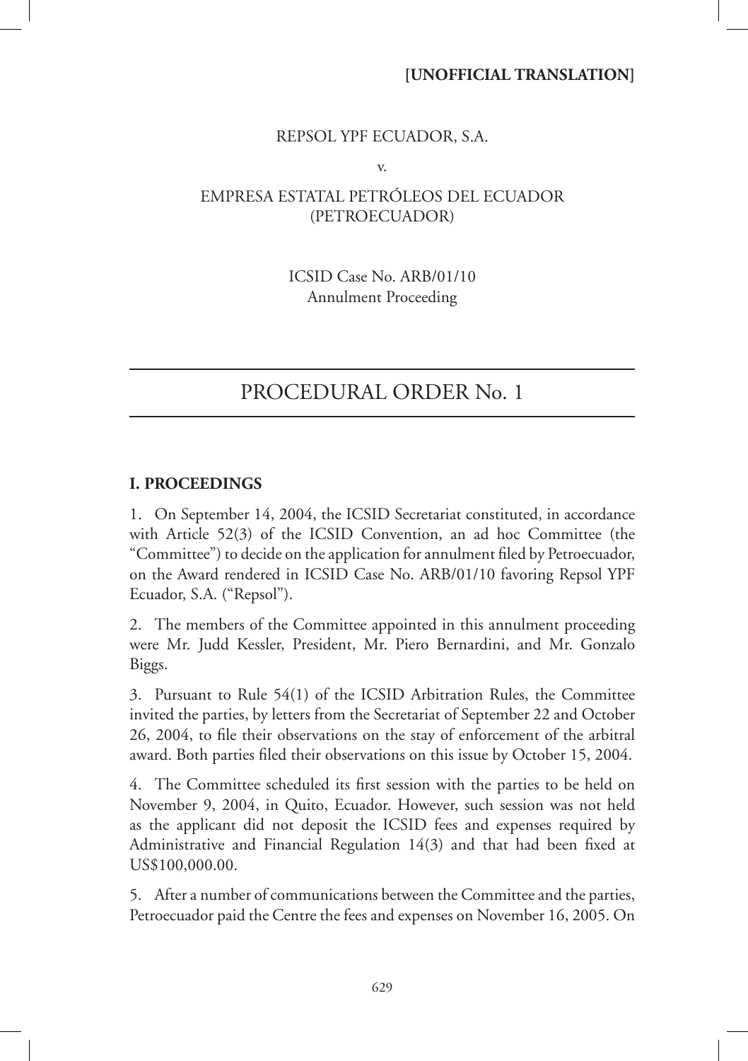**[UNOFFICIAL TRANSLATION]**

REPSOL YPF ECUADOR, S.A.

v.

EMPRESA ESTATAL PETRÓLEOS DEL ECUADOR (PETROECUADOR)

ICSID Case No. ARB/01/10
Annulment Proceeding

# PROCEDURAL ORDER No. 1

## I. PROCEEDINGS

1. On September 14, 2004, the ICSID Secretariat constituted, in accordance with Article 52(3) of the ICSID Convention, an ad hoc Committee (the "Committee") to decide on the application for annulment filed by Petroecuador, on the Award rendered in ICSID Case No. ARB/01/10 favoring Repsol YPF Ecuador, S.A. ("Repsol").

2. The members of the Committee appointed in this annulment proceeding were Mr. Judd Kessler, President, Mr. Piero Bernardini, and Mr. Gonzalo Biggs.

3. Pursuant to Rule 54(1) of the ICSID Arbitration Rules, the Committee invited the parties, by letters from the Secretariat of September 22 and October 26, 2004, to file their observations on the stay of enforcement of the arbitral award. Both parties filed their observations on this issue by October 15, 2004.

4. The Committee scheduled its first session with the parties to be held on November 9, 2004, in Quito, Ecuador. However, such session was not held as the applicant did not deposit the ICSID fees and expenses required by Administrative and Financial Regulation 14(3) and that had been fixed at US$100,000.00.

5. After a number of communications between the Committee and the parties, Petroecuador paid the Centre the fees and expenses on November 16, 2005. On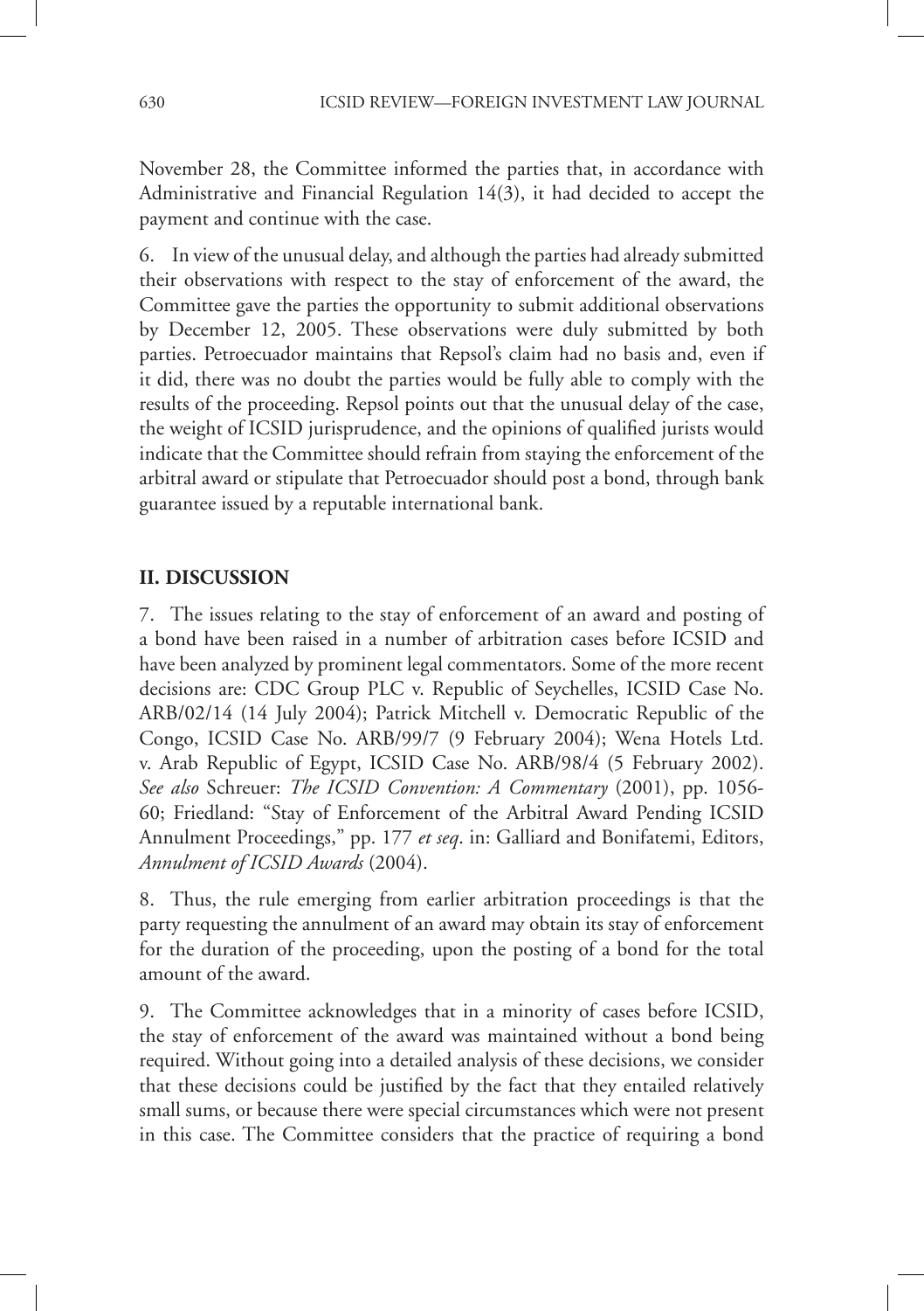November 28, the Committee informed the parties that, in accordance with Administrative and Financial Regulation 14(3), it had decided to accept the payment and continue with the case.

6. In view of the unusual delay, and although the parties had already submitted their observations with respect to the stay of enforcement of the award, the Committee gave the parties the opportunity to submit additional observations by December 12, 2005. These observations were duly submitted by both parties. Petroecuador maintains that Repsol's claim had no basis and, even if it did, there was no doubt the parties would be fully able to comply with the results of the proceeding. Repsol points out that the unusual delay of the case, the weight of ICSID jurisprudence, and the opinions of qualified jurists would indicate that the Committee should refrain from staying the enforcement of the arbitral award or stipulate that Petroecuador should post a bond, through bank guarantee issued by a reputable international bank.

## II. DISCUSSION

7. The issues relating to the stay of enforcement of an award and posting of a bond have been raised in a number of arbitration cases before ICSID and have been analyzed by prominent legal commentators. Some of the more recent decisions are: CDC Group PLC v. Republic of Seychelles, ICSID Case No. ARB/02/14 (14 July 2004); Patrick Mitchell v. Democratic Republic of the Congo, ICSID Case No. ARB/99/7 (9 February 2004); Wena Hotels Ltd. v. Arab Republic of Egypt, ICSID Case No. ARB/98/4 (5 February 2002). *See also* Schreuer: *The ICSID Convention: A Commentary* (2001), pp. 1056-60; Friedland: "Stay of Enforcement of the Arbitral Award Pending ICSID Annulment Proceedings," pp. 177 *et seq*. in: Galliard and Bonifatemi, Editors, *Annulment of ICSID Awards* (2004).

8. Thus, the rule emerging from earlier arbitration proceedings is that the party requesting the annulment of an award may obtain its stay of enforcement for the duration of the proceeding, upon the posting of a bond for the total amount of the award.

9. The Committee acknowledges that in a minority of cases before ICSID, the stay of enforcement of the award was maintained without a bond being required. Without going into a detailed analysis of these decisions, we consider that these decisions could be justified by the fact that they entailed relatively small sums, or because there were special circumstances which were not present in this case. The Committee considers that the practice of requiring a bond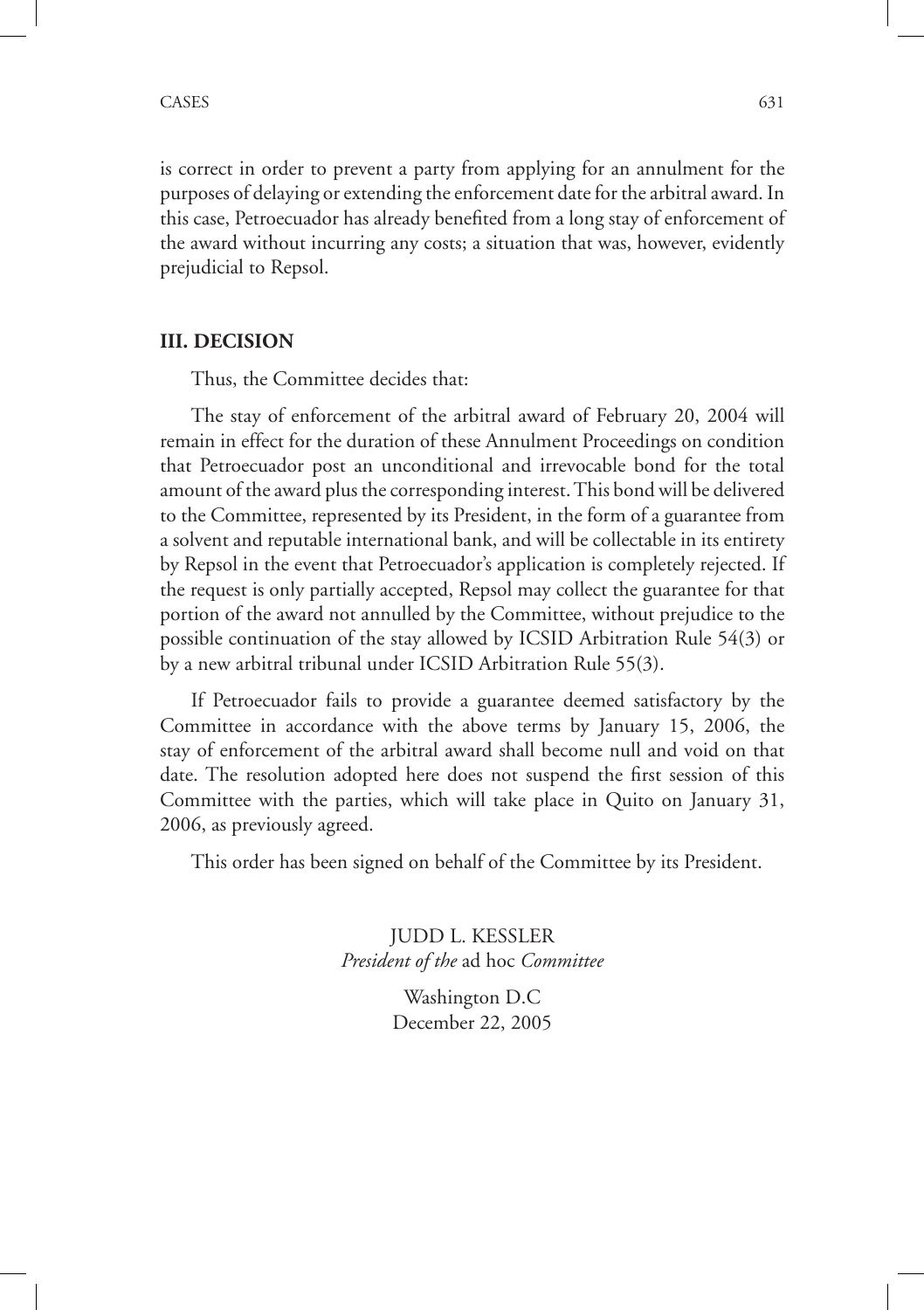is correct in order to prevent a party from applying for an annulment for the purposes of delaying or extending the enforcement date for the arbitral award. In this case, Petroecuador has already benefited from a long stay of enforcement of the award without incurring any costs; a situation that was, however, evidently prejudicial to Repsol.

## III. DECISION

Thus, the Committee decides that:

The stay of enforcement of the arbitral award of February 20, 2004 will remain in effect for the duration of these Annulment Proceedings on condition that Petroecuador post an unconditional and irrevocable bond for the total amount of the award plus the corresponding interest. This bond will be delivered to the Committee, represented by its President, in the form of a guarantee from a solvent and reputable international bank, and will be collectable in its entirety by Repsol in the event that Petroecuador's application is completely rejected. If the request is only partially accepted, Repsol may collect the guarantee for that portion of the award not annulled by the Committee, without prejudice to the possible continuation of the stay allowed by ICSID Arbitration Rule 54(3) or by a new arbitral tribunal under ICSID Arbitration Rule 55(3).

If Petroecuador fails to provide a guarantee deemed satisfactory by the Committee in accordance with the above terms by January 15, 2006, the stay of enforcement of the arbitral award shall become null and void on that date. The resolution adopted here does not suspend the first session of this Committee with the parties, which will take place in Quito on January 31, 2006, as previously agreed.

This order has been signed on behalf of the Committee by its President.

JUDD L. KESSLER
*President of the* ad hoc *Committee*

Washington D.C
December 22, 2005